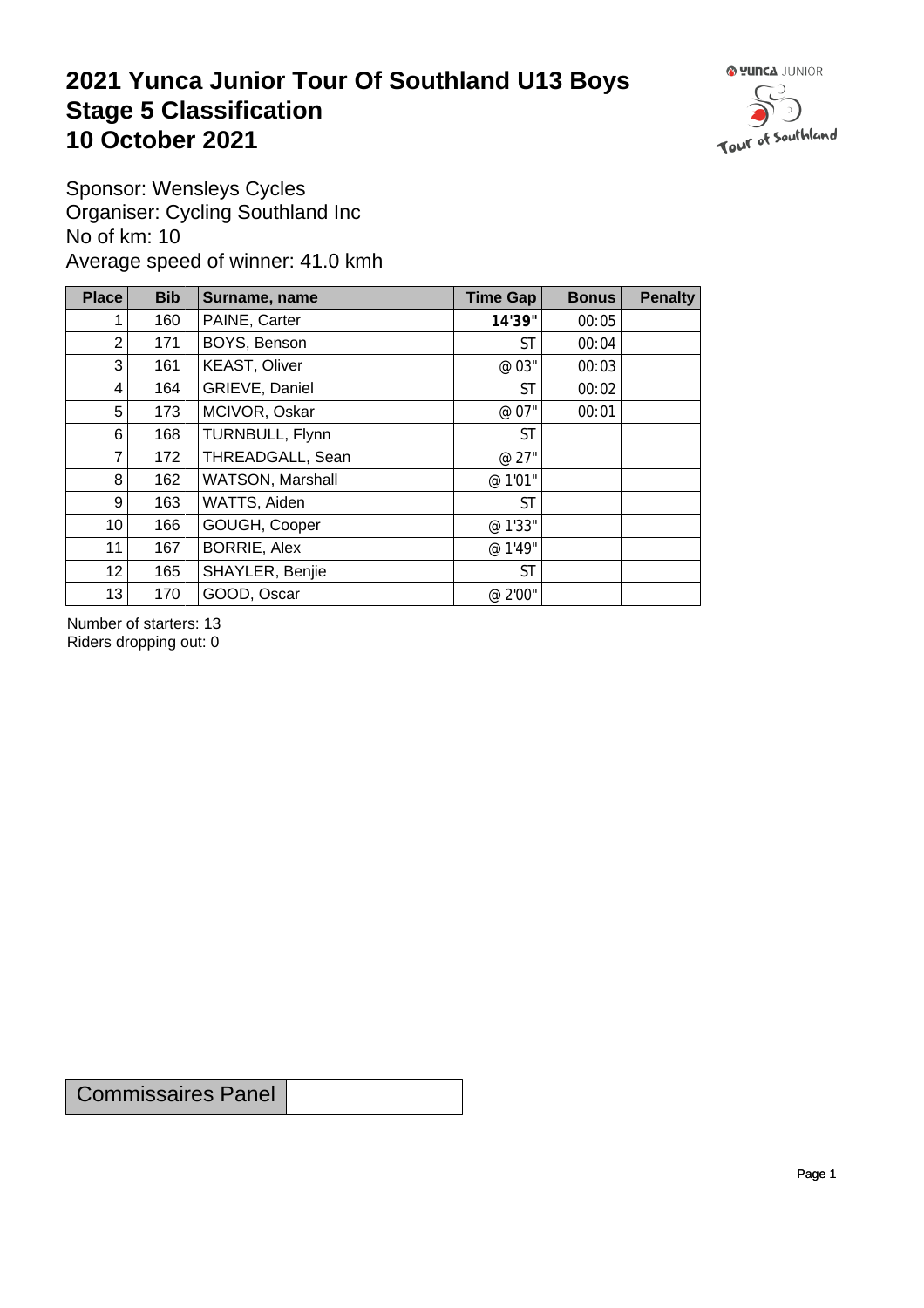# 2021 Yunca Junior Tour Of Southland U13 Boys
# Stage 5 Classification
# 10 October 2021

Sponsor: Wensleys Cycles
Organiser: Cycling Southland Inc
No of km: 10
Average speed of winner: 41.0 kmh

| Place | Bib | Surname, name | Time Gap | Bonus | Penalty |
|---|---|---|---|---|---|
| 1 | 160 | PAINE, Carter | **14'39"** | 00:05 | |
| 2 | 171 | BOYS, Benson | ST | 00:04 | |
| 3 | 161 | KEAST, Oliver | @ 03" | 00:03 | |
| 4 | 164 | GRIEVE, Daniel | ST | 00:02 | |
| 5 | 173 | MCIVOR, Oskar | @ 07" | 00:01 | |
| 6 | 168 | TURNBULL, Flynn | ST | | |
| 7 | 172 | THREADGALL, Sean | @ 27" | | |
| 8 | 162 | WATSON, Marshall | @ 1'01" | | |
| 9 | 163 | WATTS, Aiden | ST | | |
| 10 | 166 | GOUGH, Cooper | @ 1'33" | | |
| 11 | 167 | BORRIE, Alex | @ 1'49" | | |
| 12 | 165 | SHAYLER, Benjie | ST | | |
| 13 | 170 | GOOD, Oscar | @ 2'00" | | |

Number of starters: 13
Riders dropping out: 0

| Commissaires Panel | |
|---|---|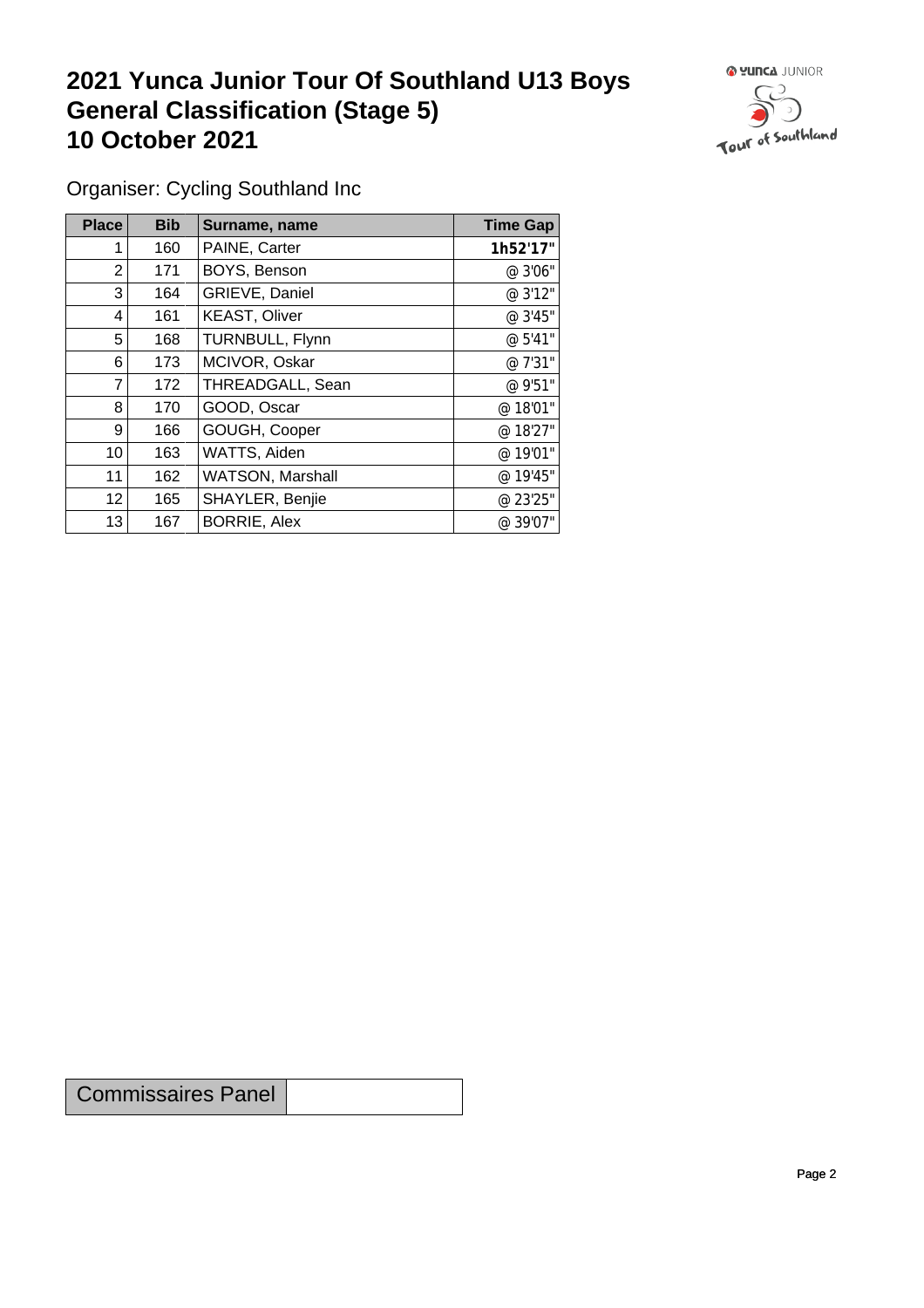# 2021 Yunca Junior Tour Of Southland U13 Boys General Classification (Stage 5) 10 October 2021

Organiser: Cycling Southland Inc

| Place | Bib | Surname, name | Time Gap |
|---|---|---|---|
| 1 | 160 | PAINE, Carter | **1h52'17"** |
| 2 | 171 | BOYS, Benson | @ 3'06" |
| 3 | 164 | GRIEVE, Daniel | @ 3'12" |
| 4 | 161 | KEAST, Oliver | @ 3'45" |
| 5 | 168 | TURNBULL, Flynn | @ 5'41" |
| 6 | 173 | MCIVOR, Oskar | @ 7'31" |
| 7 | 172 | THREADGALL, Sean | @ 9'51" |
| 8 | 170 | GOOD, Oscar | @ 18'01" |
| 9 | 166 | GOUGH, Cooper | @ 18'27" |
| 10 | 163 | WATTS, Aiden | @ 19'01" |
| 11 | 162 | WATSON, Marshall | @ 19'45" |
| 12 | 165 | SHAYLER, Benjie | @ 23'25" |
| 13 | 167 | BORRIE, Alex | @ 39'07" |

| Commissaires Panel | |
|---|---|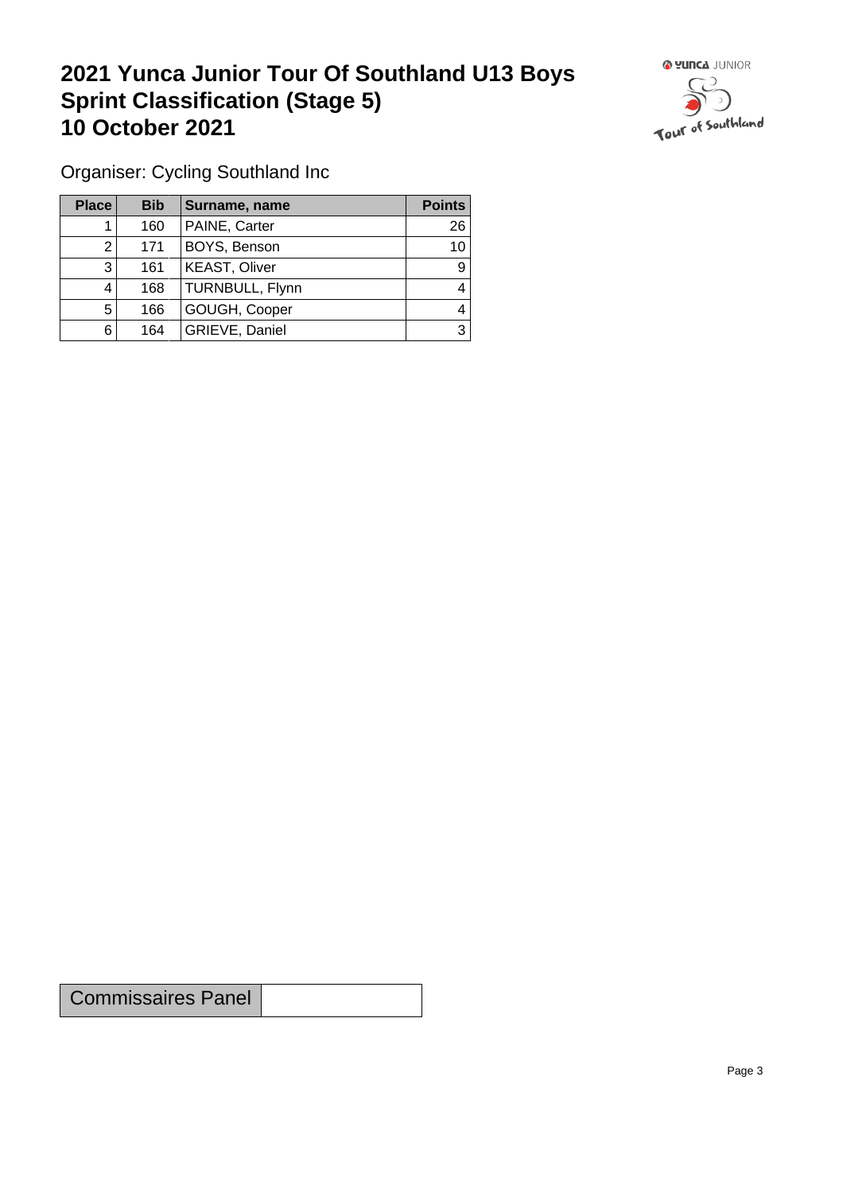# 2021 Yunca Junior Tour Of Southland U13 Boys Sprint Classification (Stage 5) 10 October 2021

Organiser: Cycling Southland Inc

| Place | Bib | Surname, name | Points |
|---|---|---|---|
| 1 | 160 | PAINE, Carter | 26 |
| 2 | 171 | BOYS, Benson | 10 |
| 3 | 161 | KEAST, Oliver | 9 |
| 4 | 168 | TURNBULL, Flynn | 4 |
| 5 | 166 | GOUGH, Cooper | 4 |
| 6 | 164 | GRIEVE, Daniel | 3 |

| Commissaires Panel | |
|---|---|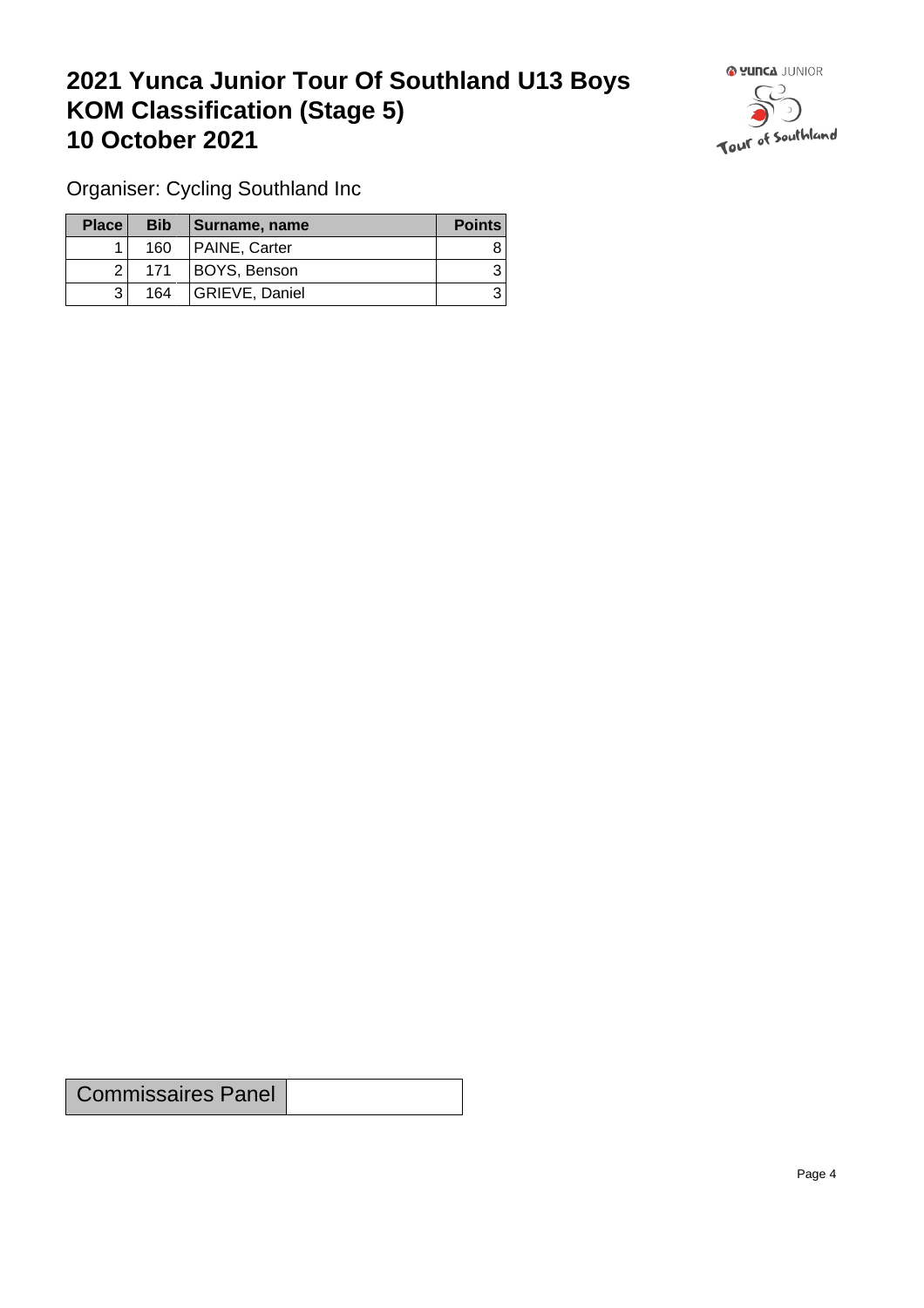# 2021 Yunca Junior Tour Of Southland U13 Boys KOM Classification (Stage 5) 10 October 2021

Organiser: Cycling Southland Inc

| Place | Bib | Surname, name | Points |
|---|---|---|---|
| 1 | 160 | PAINE, Carter | 8 |
| 2 | 171 | BOYS, Benson | 3 |
| 3 | 164 | GRIEVE, Daniel | 3 |

| Commissaires Panel | |
|---|---|